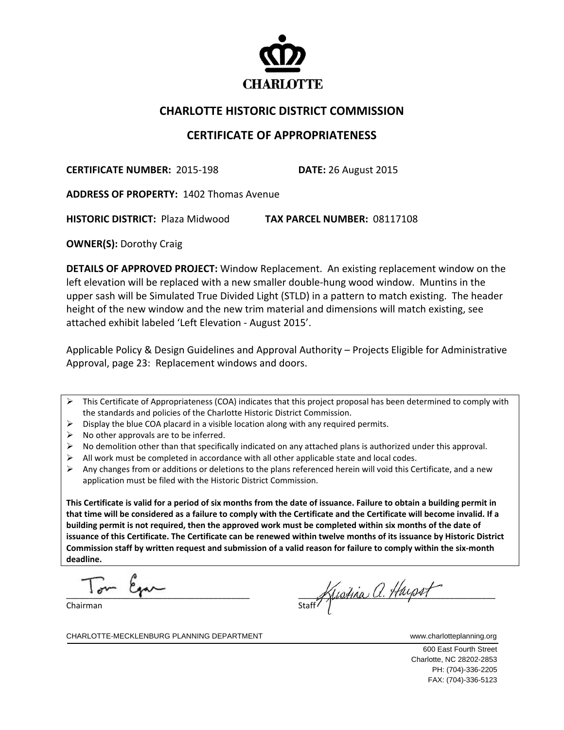CHARLOTTE

# CHARLOTTE HISTORIC DISTRICT COMMISSION

## CERTIFICATE OF APPROPRIATENESS

**CERTIFICATE NUMBER:** 2015-198 **DATE:** 26 August 2015

**ADDRESS OF PROPERTY:** 1402 Thomas Avenue

**HISTORIC DISTRICT:** Plaza Midwood **TAX PARCEL NUMBER:** 08117108

**OWNER(S):** Dorothy Craig

**DETAILS OF APPROVED PROJECT:** Window Replacement. An existing replacement window on the left elevation will be replaced with a new smaller double-hung wood window. Muntins in the upper sash will be Simulated True Divided Light (STLD) in a pattern to match existing. The header height of the new window and the new trim material and dimensions will match existing, see attached exhibit labeled 'Left Elevation - August 2015'.

Applicable Policy & Design Guidelines and Approval Authority – Projects Eligible for Administrative Approval, page 23: Replacement windows and doors.

- This Certificate of Appropriateness (COA) indicates that this project proposal has been determined to comply with the standards and policies of the Charlotte Historic District Commission.
- Display the blue COA placard in a visible location along with any required permits.
- No other approvals are to be inferred.
- No demolition other than that specifically indicated on any attached plans is authorized under this approval.
- All work must be completed in accordance with all other applicable state and local codes.
- Any changes from or additions or deletions to the plans referenced herein will void this Certificate, and a new application must be filed with the Historic District Commission.

**This Certificate is valid for a period of six months from the date of issuance. Failure to obtain a building permit in that time will be considered as a failure to comply with the Certificate and the Certificate will become invalid. If a building permit is not required, then the approved work must be completed within six months of the date of issuance of this Certificate. The Certificate can be renewed within twelve months of its issuance by Historic District Commission staff by written request and submission of a valid reason for failure to comply within the six-month deadline.**

Tom Egan
Chairman

Kristina A. Harpst
Staff

CHARLOTTE-MECKLENBURG PLANNING DEPARTMENT www.charlotteplanning.org

600 East Fourth Street
Charlotte, NC 28202-2853
PH: (704)-336-2205
FAX: (704)-336-5123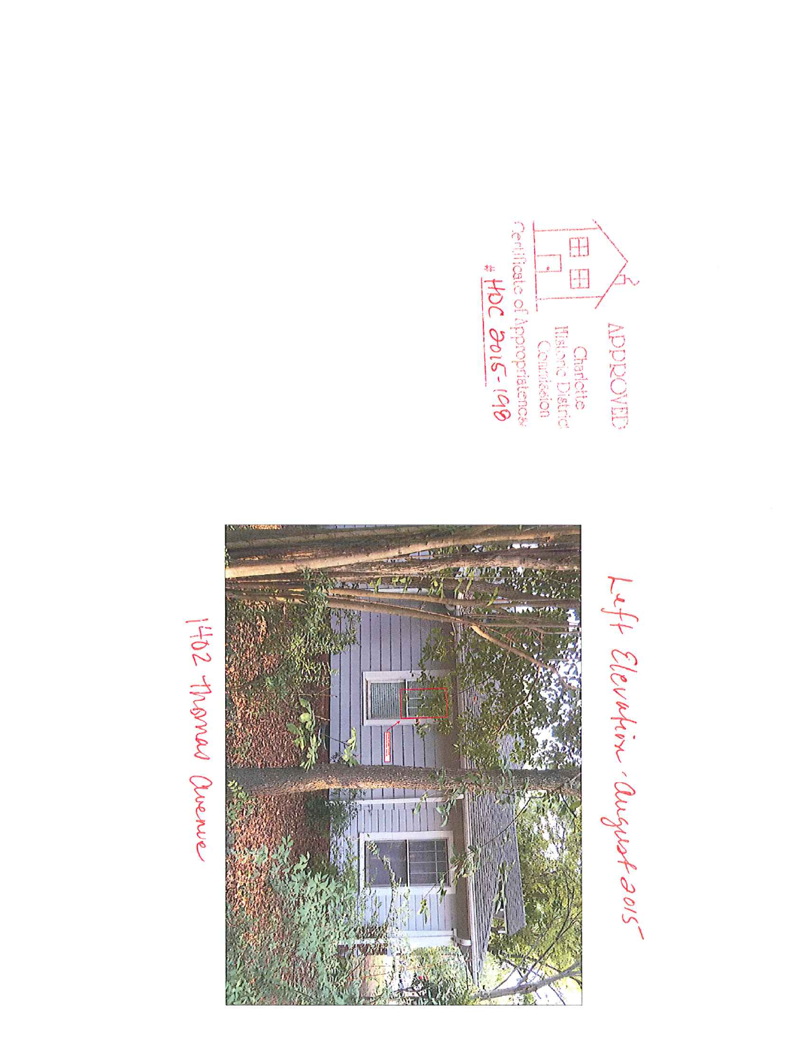APPROVED

Charlotte
Historic District
Commission

Certificate of Appropriateness

# HDC 2015-198

Left Elevation - August 2015

1402 Thomas Avenue